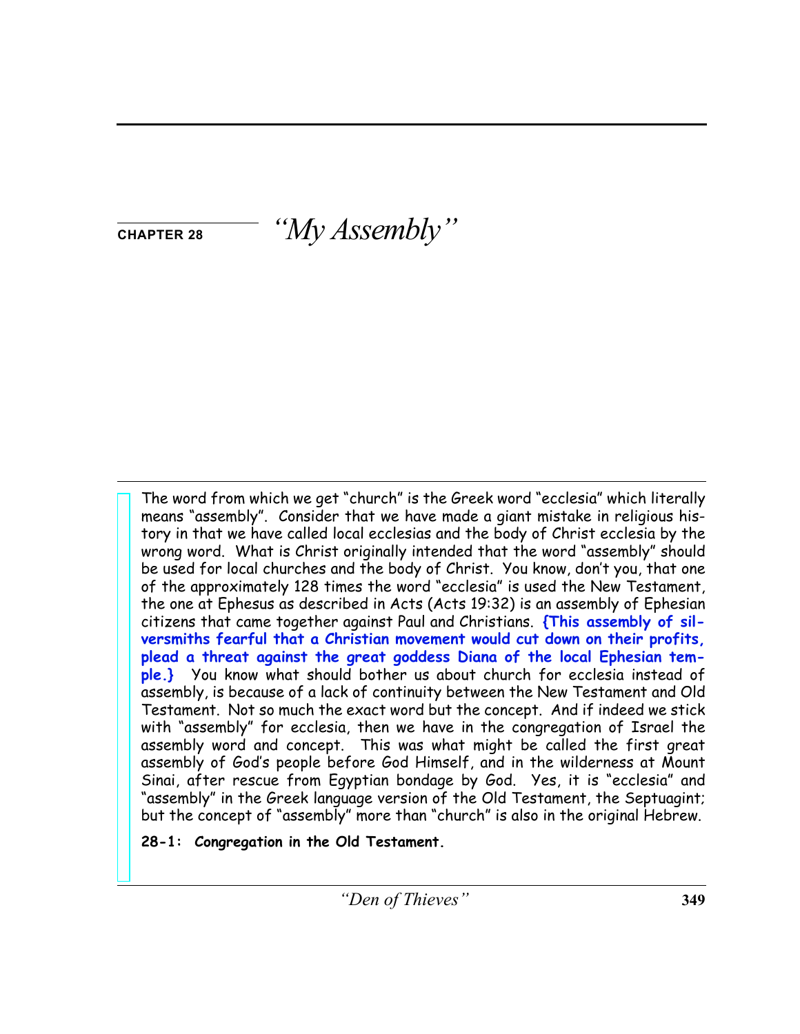# CHAPTER 28 *"My Assembly"*

The word from which we get "church" is the Greek word "ecclesia" which literally means "assembly". Consider that we have made a giant mistake in religious history in that we have called local ecclesias and the body of Christ ecclesia by the wrong word. What is Christ originally intended that the word "assembly" should be used for local churches and the body of Christ. You know, don't you, that one of the approximately 128 times the word "ecclesia" is used the New Testament, the one at Ephesus as described in Acts (Acts 19:32) is an assembly of Ephesian citizens that came together against Paul and Christians. **{This assembly of silversmiths fearful that a Christian movement would cut down on their profits, plead a threat against the great goddess Diana of the local Ephesian temple.}** You know what should bother us about church for ecclesia instead of assembly, is because of a lack of continuity between the New Testament and Old Testament. Not so much the exact word but the concept. And if indeed we stick with "assembly" for ecclesia, then we have in the congregation of Israel the assembly word and concept. This was what might be called the first great assembly of God's people before God Himself, and in the wilderness at Mount Sinai, after rescue from Egyptian bondage by God. Yes, it is "ecclesia" and "assembly" in the Greek language version of the Old Testament, the Septuagint; but the concept of "assembly" more than "church" is also in the original Hebrew.

**28-1: Congregation in the Old Testament.**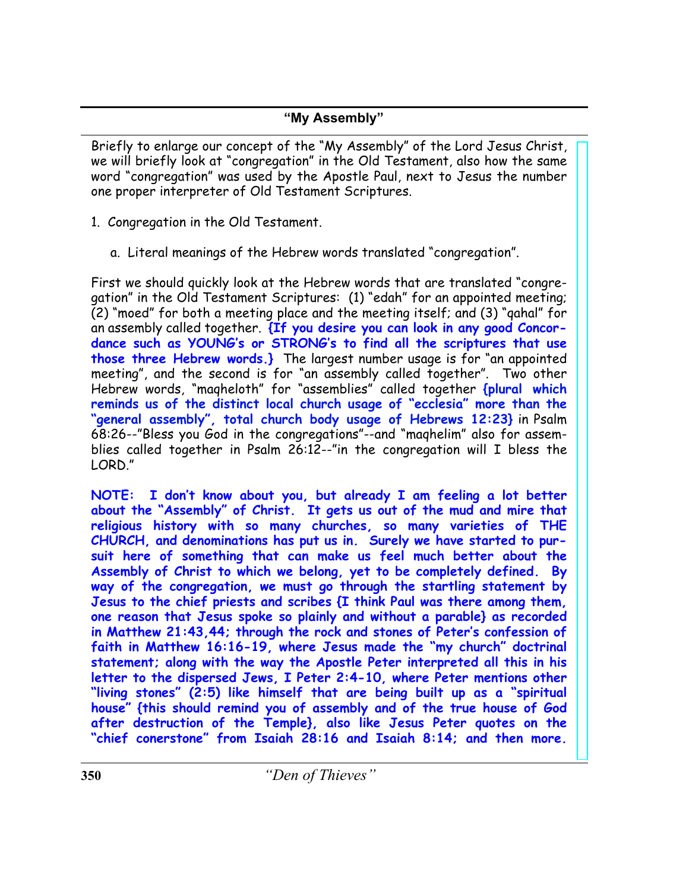## "My Assembly"

Briefly to enlarge our concept of the "My Assembly" of the Lord Jesus Christ, we will briefly look at "congregation" in the Old Testament, also how the same word "congregation" was used by the Apostle Paul, next to Jesus the number one proper interpreter of Old Testament Scriptures.

1. Congregation in the Old Testament.

   a. Literal meanings of the Hebrew words translated "congregation".

First we should quickly look at the Hebrew words that are translated "congregation" in the Old Testament Scriptures: (1) "edah" for an appointed meeting; (2) "moed" for both a meeting place and the meeting itself; and (3) "qahal" for an assembly called together. **{If you desire you can look in any good Concordance such as YOUNG's or STRONG's to find all the scriptures that use those three Hebrew words.}** The largest number usage is for "an appointed meeting", and the second is for "an assembly called together". Two other Hebrew words, "maqheloth" for "assemblies" called together **{plural which reminds us of the distinct local church usage of "ecclesia" more than the "general assembly", total church body usage of Hebrews 12:23}** in Psalm 68:26--"Bless you God in the congregations"--and "maqhelim" also for assemblies called together in Psalm 26:12--"in the congregation will I bless the LORD."

**NOTE: I don't know about you, but already I am feeling a lot better about the "Assembly" of Christ. It gets us out of the mud and mire that religious history with so many churches, so many varieties of THE CHURCH, and denominations has put us in. Surely we have started to pursuit here of something that can make us feel much better about the Assembly of Christ to which we belong, yet to be completely defined. By way of the congregation, we must go through the startling statement by Jesus to the chief priests and scribes {I think Paul was there among them, one reason that Jesus spoke so plainly and without a parable} as recorded in Matthew 21:43,44; through the rock and stones of Peter's confession of faith in Matthew 16:16-19, where Jesus made the "my church" doctrinal statement; along with the way the Apostle Peter interpreted all this in his letter to the dispersed Jews, I Peter 2:4-10, where Peter mentions other "living stones" (2:5) like himself that are being built up as a "spiritual house" {this should remind you of assembly and of the true house of God after destruction of the Temple}, also like Jesus Peter quotes on the "chief conerstone" from Isaiah 28:16 and Isaiah 8:14; and then more.**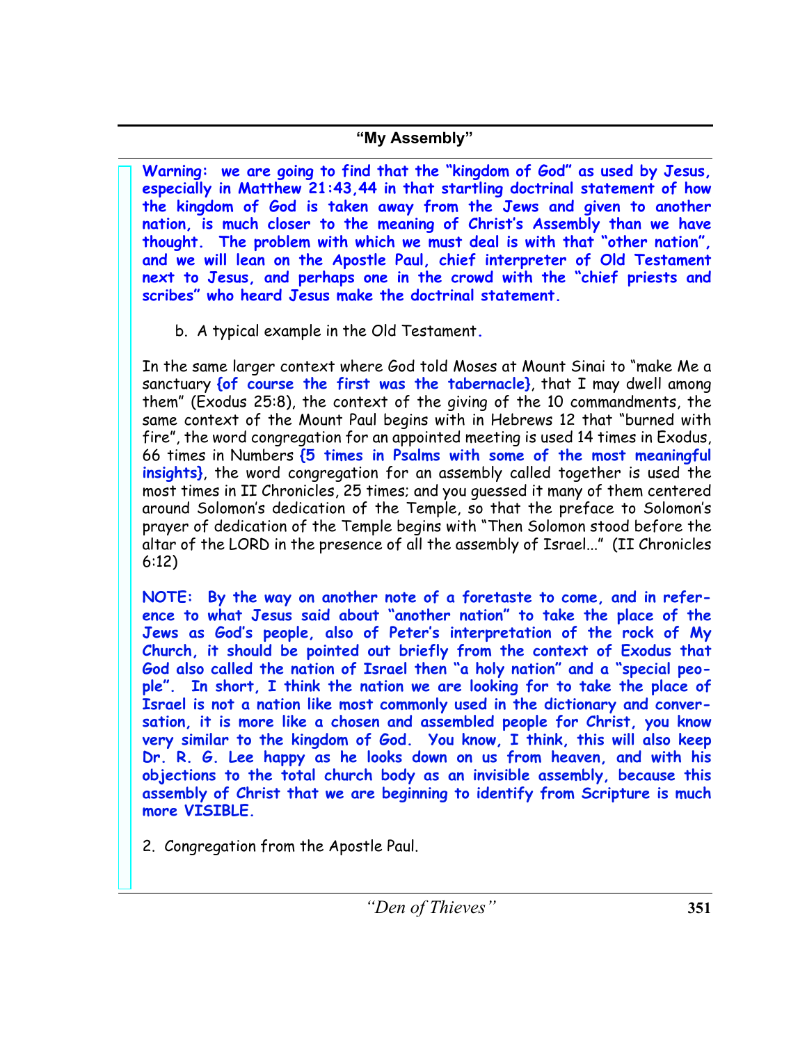**Warning: we are going to find that the "kingdom of God" as used by Jesus, especially in Matthew 21:43,44 in that startling doctrinal statement of how the kingdom of God is taken away from the Jews and given to another nation, is much closer to the meaning of Christ's Assembly than we have thought. The problem with which we must deal is with that "other nation", and we will lean on the Apostle Paul, chief interpreter of Old Testament next to Jesus, and perhaps one in the crowd with the "chief priests and scribes" who heard Jesus make the doctrinal statement.**

b. A typical example in the Old Testament.

In the same larger context where God told Moses at Mount Sinai to "make Me a sanctuary **{of course the first was the tabernacle}**, that I may dwell among them" (Exodus 25:8), the context of the giving of the 10 commandments, the same context of the Mount Paul begins with in Hebrews 12 that "burned with fire", the word congregation for an appointed meeting is used 14 times in Exodus, 66 times in Numbers **{5 times in Psalms with some of the most meaningful insights}**, the word congregation for an assembly called together is used the most times in II Chronicles, 25 times; and you guessed it many of them centered around Solomon's dedication of the Temple, so that the preface to Solomon's prayer of dedication of the Temple begins with "Then Solomon stood before the altar of the LORD in the presence of all the assembly of Israel..." (II Chronicles 6:12)

**NOTE: By the way on another note of a foretaste to come, and in reference to what Jesus said about "another nation" to take the place of the Jews as God's people, also of Peter's interpretation of the rock of My Church, it should be pointed out briefly from the context of Exodus that God also called the nation of Israel then "a holy nation" and a "special people". In short, I think the nation we are looking for to take the place of Israel is not a nation like most commonly used in the dictionary and conversation, it is more like a chosen and assembled people for Christ, you know very similar to the kingdom of God. You know, I think, this will also keep Dr. R. G. Lee happy as he looks down on us from heaven, and with his objections to the total church body as an invisible assembly, because this assembly of Christ that we are beginning to identify from Scripture is much more VISIBLE.**

2. Congregation from the Apostle Paul.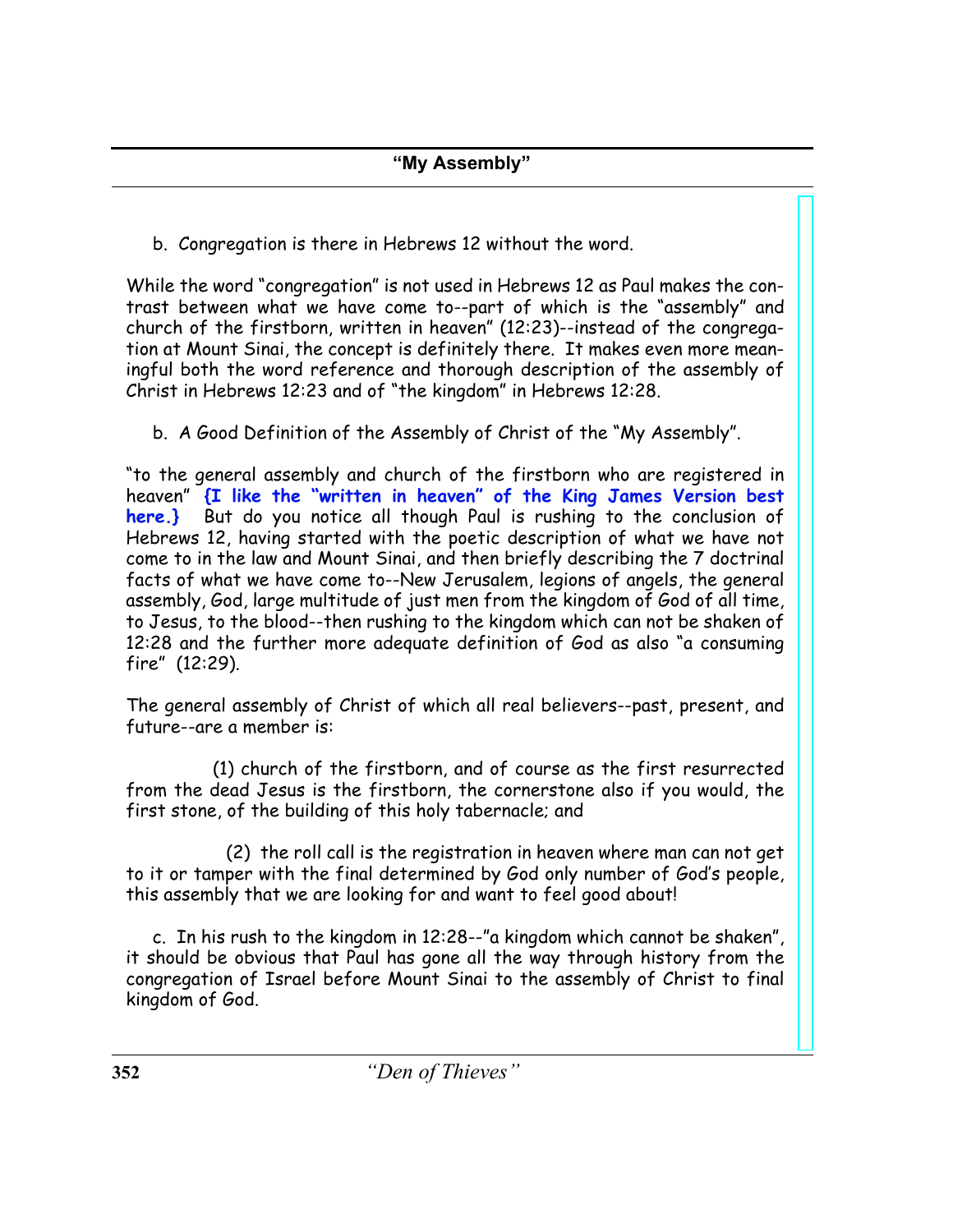b. Congregation is there in Hebrews 12 without the word.

While the word "congregation" is not used in Hebrews 12 as Paul makes the contrast between what we have come to--part of which is the "assembly" and church of the firstborn, written in heaven" (12:23)--instead of the congregation at Mount Sinai, the concept is definitely there. It makes even more meaningful both the word reference and thorough description of the assembly of Christ in Hebrews 12:23 and of "the kingdom" in Hebrews 12:28.

b. A Good Definition of the Assembly of Christ of the "My Assembly".

"to the general assembly and church of the firstborn who are registered in heaven" **{I like the "written in heaven" of the King James Version best here.}** But do you notice all though Paul is rushing to the conclusion of Hebrews 12, having started with the poetic description of what we have not come to in the law and Mount Sinai, and then briefly describing the 7 doctrinal facts of what we have come to--New Jerusalem, legions of angels, the general assembly, God, large multitude of just men from the kingdom of God of all time, to Jesus, to the blood--then rushing to the kingdom which can not be shaken of 12:28 and the further more adequate definition of God as also "a consuming fire" (12:29).

The general assembly of Christ of which all real believers--past, present, and future--are a member is:

(1) church of the firstborn, and of course as the first resurrected from the dead Jesus is the firstborn, the cornerstone also if you would, the first stone, of the building of this holy tabernacle; and

(2) the roll call is the registration in heaven where man can not get to it or tamper with the final determined by God only number of God's people, this assembly that we are looking for and want to feel good about!

c. In his rush to the kingdom in 12:28--"a kingdom which cannot be shaken", it should be obvious that Paul has gone all the way through history from the congregation of Israel before Mount Sinai to the assembly of Christ to final kingdom of God.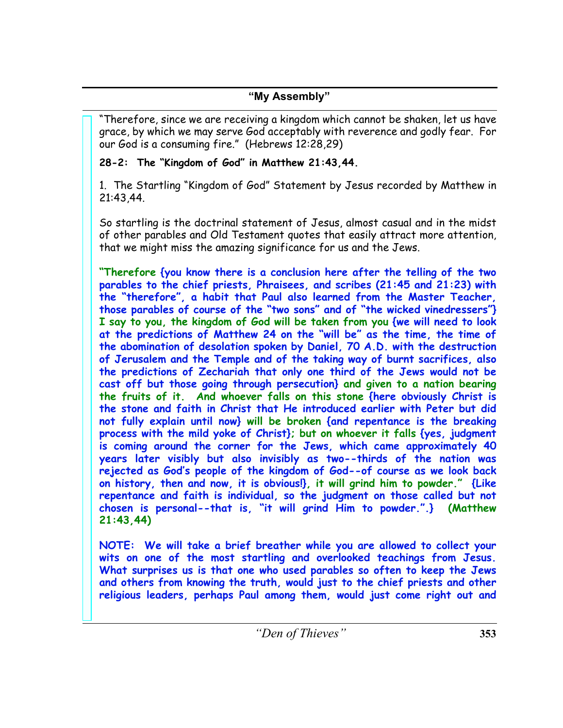"Therefore, since we are receiving a kingdom which cannot be shaken, let us have grace, by which we may serve God acceptably with reverence and godly fear. For our God is a consuming fire." (Hebrews 12:28,29)

**28-2: The "Kingdom of God" in Matthew 21:43,44.**

1. The Startling "Kingdom of God" Statement by Jesus recorded by Matthew in 21:43,44.

So startling is the doctrinal statement of Jesus, almost casual and in the midst of other parables and Old Testament quotes that easily attract more attention, that we might miss the amazing significance for us and the Jews.

**"Therefore {you know there is a conclusion here after the telling of the two parables to the chief priests, Phraisees, and scribes (21:45 and 21:23) with the "therefore", a habit that Paul also learned from the Master Teacher, those parables of course of the "two sons" and of "the wicked vinedressers"} I say to you, the kingdom of God will be taken from you {we will need to look at the predictions of Matthew 24 on the "will be" as the time, the time of the abomination of desolation spoken by Daniel, 70 A.D. with the destruction of Jerusalem and the Temple and of the taking way of burnt sacrifices, also the predictions of Zechariah that only one third of the Jews would not be cast off but those going through persecution} and given to a nation bearing the fruits of it. And whoever falls on this stone {here obviously Christ is the stone and faith in Christ that He introduced earlier with Peter but did not fully explain until now} will be broken {and repentance is the breaking process with the mild yoke of Christ}; but on whoever it falls {yes, judgment is coming around the corner for the Jews, which came approximately 40 years later visibly but also invisibly as two--thirds of the nation was rejected as God's people of the kingdom of God--of course as we look back on history, then and now, it is obvious!}, it will grind him to powder." {Like repentance and faith is individual, so the judgment on those called but not chosen is personal--that is, "it will grind Him to powder.".} (Matthew 21:43,44)**

**NOTE: We will take a brief breather while you are allowed to collect your wits on one of the most startling and overlooked teachings from Jesus. What surprises us is that one who used parables so often to keep the Jews and others from knowing the truth, would just to the chief priests and other religious leaders, perhaps Paul among them, would just come right out and**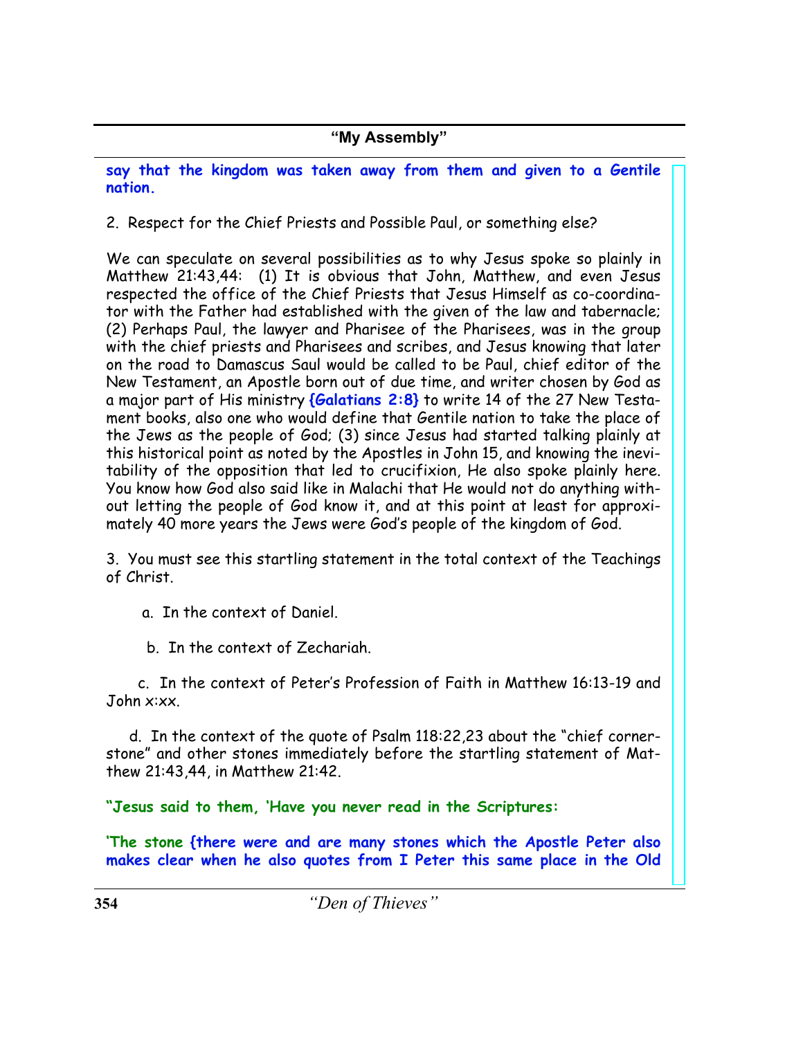**say that the kingdom was taken away from them and given to a Gentile nation.**

2. Respect for the Chief Priests and Possible Paul, or something else?

We can speculate on several possibilities as to why Jesus spoke so plainly in Matthew 21:43,44: (1) It is obvious that John, Matthew, and even Jesus respected the office of the Chief Priests that Jesus Himself as co-coordinator with the Father had established with the given of the law and tabernacle; (2) Perhaps Paul, the lawyer and Pharisee of the Pharisees, was in the group with the chief priests and Pharisees and scribes, and Jesus knowing that later on the road to Damascus Saul would be called to be Paul, chief editor of the New Testament, an Apostle born out of due time, and writer chosen by God as a major part of His ministry **{Galatians 2:8}** to write 14 of the 27 New Testament books, also one who would define that Gentile nation to take the place of the Jews as the people of God; (3) since Jesus had started talking plainly at this historical point as noted by the Apostles in John 15, and knowing the inevitability of the opposition that led to crucifixion, He also spoke plainly here. You know how God also said like in Malachi that He would not do anything without letting the people of God know it, and at this point at least for approximately 40 more years the Jews were God's people of the kingdom of God.

3. You must see this startling statement in the total context of the Teachings of Christ.

a. In the context of Daniel.

b. In the context of Zechariah.

c. In the context of Peter's Profession of Faith in Matthew 16:13-19 and John x:xx.

d. In the context of the quote of Psalm 118:22,23 about the "chief cornerstone" and other stones immediately before the startling statement of Matthew 21:43,44, in Matthew 21:42.

**"Jesus said to them, 'Have you never read in the Scriptures:**

**'The stone {there were and are many stones which the Apostle Peter also makes clear when he also quotes from I Peter this same place in the Old**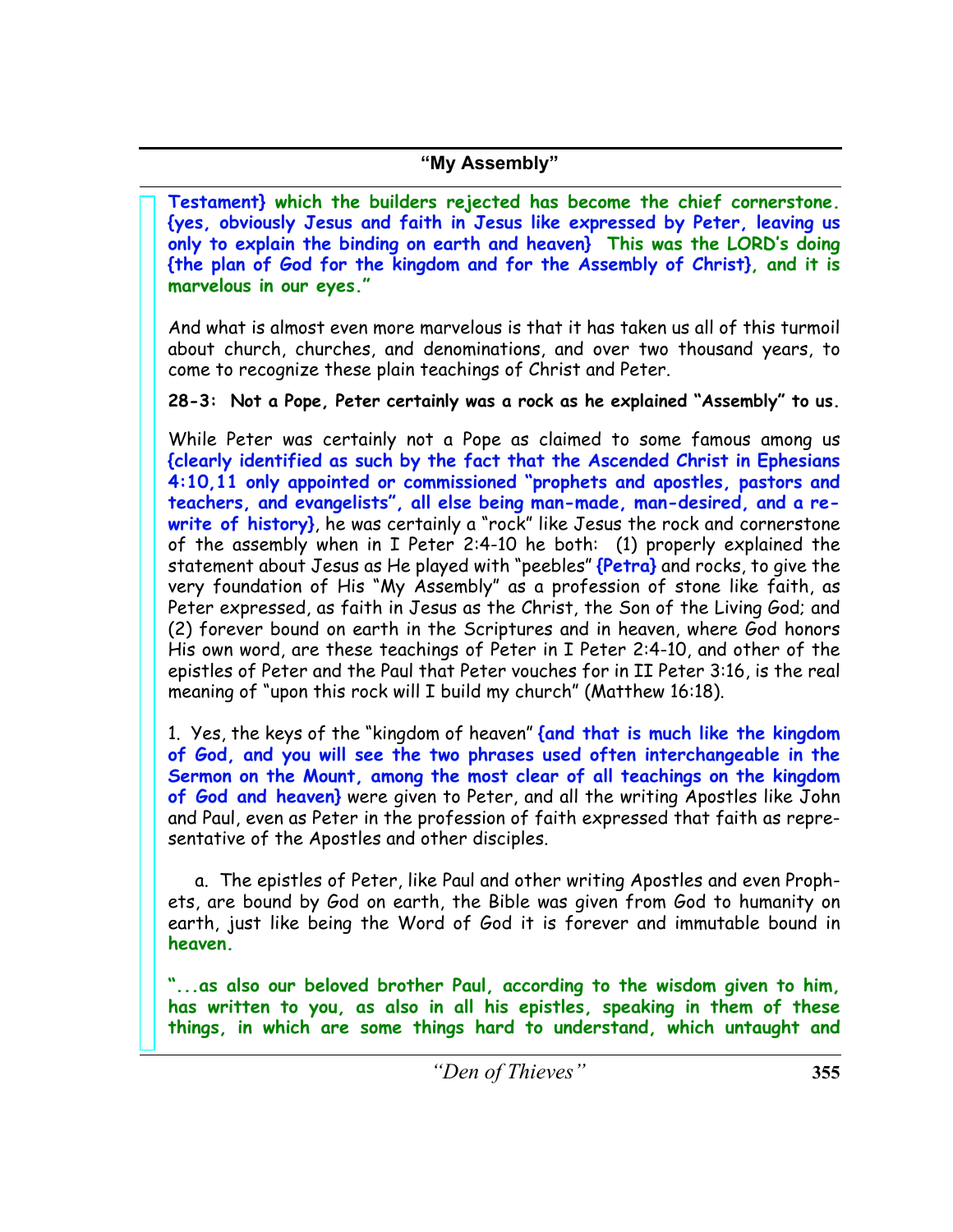**Testament} which the builders rejected has become the chief cornerstone. {yes, obviously Jesus and faith in Jesus like expressed by Peter, leaving us only to explain the binding on earth and heaven} This was the LORD's doing {the plan of God for the kingdom and for the Assembly of Christ}, and it is marvelous in our eyes."**

And what is almost even more marvelous is that it has taken us all of this turmoil about church, churches, and denominations, and over two thousand years, to come to recognize these plain teachings of Christ and Peter.

**28-3: Not a Pope, Peter certainly was a rock as he explained "Assembly" to us.**

While Peter was certainly not a Pope as claimed to some famous among us **{clearly identified as such by the fact that the Ascended Christ in Ephesians 4:10,11 only appointed or commissioned "prophets and apostles, pastors and teachers, and evangelists", all else being man-made, man-desired, and a re-write of history}**, he was certainly a "rock" like Jesus the rock and cornerstone of the assembly when in I Peter 2:4-10 he both: (1) properly explained the statement about Jesus as He played with "peebles" **{Petra}** and rocks, to give the very foundation of His "My Assembly" as a profession of stone like faith, as Peter expressed, as faith in Jesus as the Christ, the Son of the Living God; and (2) forever bound on earth in the Scriptures and in heaven, where God honors His own word, are these teachings of Peter in I Peter 2:4-10, and other of the epistles of Peter and the Paul that Peter vouches for in II Peter 3:16, is the real meaning of "upon this rock will I build my church" (Matthew 16:18).

1. Yes, the keys of the "kingdom of heaven" **{and that is much like the kingdom of God, and you will see the two phrases used often interchangeable in the Sermon on the Mount, among the most clear of all teachings on the kingdom of God and heaven}** were given to Peter, and all the writing Apostles like John and Paul, even as Peter in the profession of faith expressed that faith as representative of the Apostles and other disciples.

a. The epistles of Peter, like Paul and other writing Apostles and even Prophets, are bound by God on earth, the Bible was given from God to humanity on earth, just like being the Word of God it is forever and immutable bound in **heaven.**

**"...as also our beloved brother Paul, according to the wisdom given to him, has written to you, as also in all his epistles, speaking in them of these things, in which are some things hard to understand, which untaught and**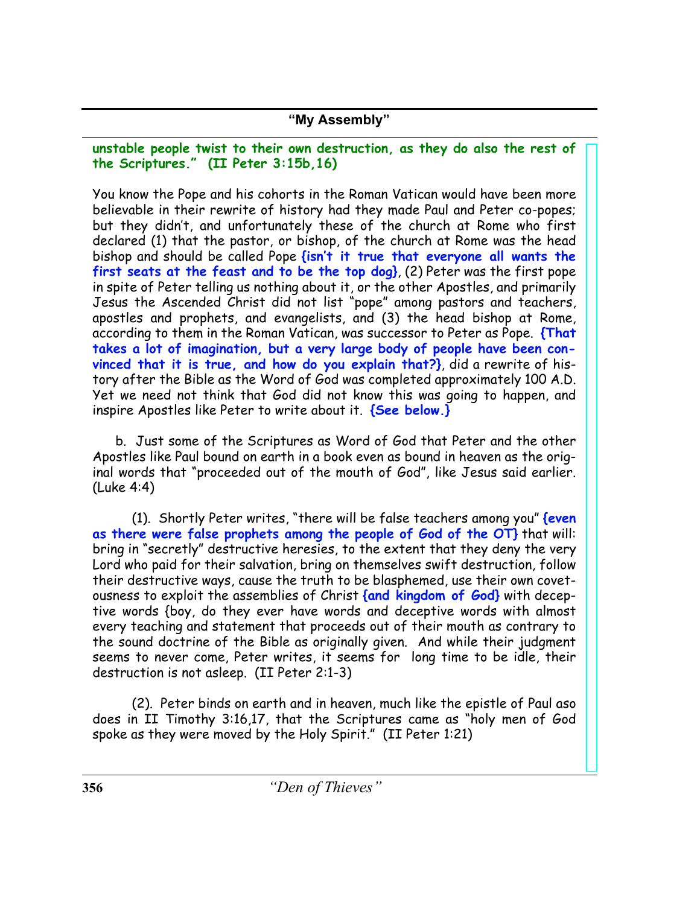**unstable people twist to their own destruction, as they do also the rest of the Scriptures." (II Peter 3:15b,16)**

You know the Pope and his cohorts in the Roman Vatican would have been more believable in their rewrite of history had they made Paul and Peter co-popes; but they didn't, and unfortunately these of the church at Rome who first declared (1) that the pastor, or bishop, of the church at Rome was the head bishop and should be called Pope **{isn't it true that everyone all wants the first seats at the feast and to be the top dog}**, (2) Peter was the first pope in spite of Peter telling us nothing about it, or the other Apostles, and primarily Jesus the Ascended Christ did not list "pope" among pastors and teachers, apostles and prophets, and evangelists, and (3) the head bishop at Rome, according to them in the Roman Vatican, was successor to Peter as Pope. **{That takes a lot of imagination, but a very large body of people have been convinced that it is true, and how do you explain that?}**, did a rewrite of history after the Bible as the Word of God was completed approximately 100 A.D. Yet we need not think that God did not know this was going to happen, and inspire Apostles like Peter to write about it. **{See below.}**

b. Just some of the Scriptures as Word of God that Peter and the other Apostles like Paul bound on earth in a book even as bound in heaven as the original words that "proceeded out of the mouth of God", like Jesus said earlier. (Luke 4:4)

(1). Shortly Peter writes, "there will be false teachers among you" **{even as there were false prophets among the people of God of the OT}** that will: bring in "secretly" destructive heresies, to the extent that they deny the very Lord who paid for their salvation, bring on themselves swift destruction, follow their destructive ways, cause the truth to be blasphemed, use their own covetousness to exploit the assemblies of Christ **{and kingdom of God}** with deceptive words {boy, do they ever have words and deceptive words with almost every teaching and statement that proceeds out of their mouth as contrary to the sound doctrine of the Bible as originally given. And while their judgment seems to never come, Peter writes, it seems for long time to be idle, their destruction is not asleep. (II Peter 2:1-3)

(2). Peter binds on earth and in heaven, much like the epistle of Paul aso does in II Timothy 3:16,17, that the Scriptures came as "holy men of God spoke as they were moved by the Holy Spirit." (II Peter 1:21)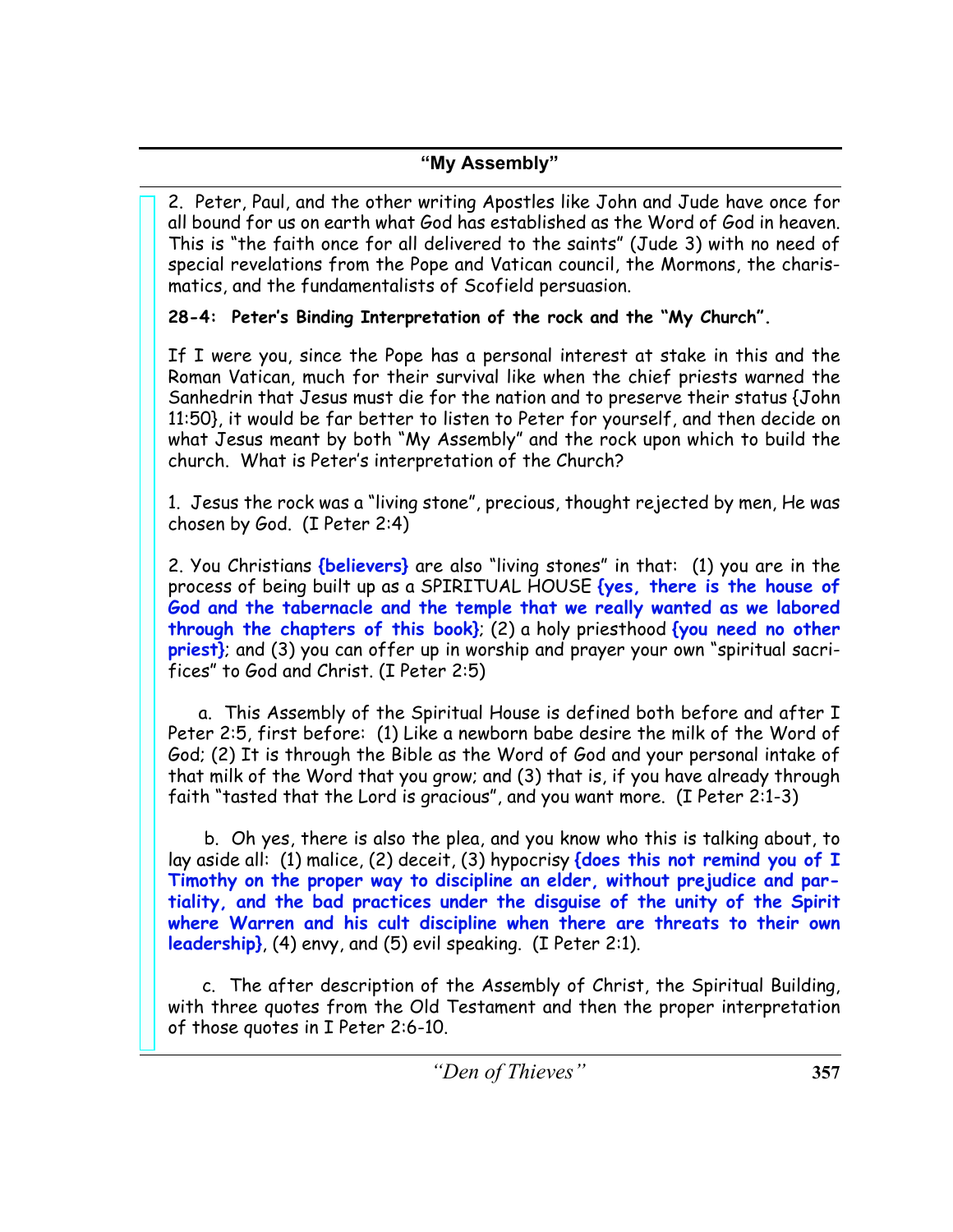2. Peter, Paul, and the other writing Apostles like John and Jude have once for all bound for us on earth what God has established as the Word of God in heaven. This is "the faith once for all delivered to the saints" (Jude 3) with no need of special revelations from the Pope and Vatican council, the Mormons, the charismatics, and the fundamentalists of Scofield persuasion.

**28-4: Peter's Binding Interpretation of the rock and the "My Church".**

If I were you, since the Pope has a personal interest at stake in this and the Roman Vatican, much for their survival like when the chief priests warned the Sanhedrin that Jesus must die for the nation and to preserve their status {John 11:50}, it would be far better to listen to Peter for yourself, and then decide on what Jesus meant by both "My Assembly" and the rock upon which to build the church. What is Peter's interpretation of the Church?

1. Jesus the rock was a "living stone", precious, thought rejected by men, He was chosen by God. (I Peter 2:4)

2. You Christians **{believers}** are also "living stones" in that: (1) you are in the process of being built up as a SPIRITUAL HOUSE **{yes, there is the house of God and the tabernacle and the temple that we really wanted as we labored through the chapters of this book}**; (2) a holy priesthood **{you need no other priest}**; and (3) you can offer up in worship and prayer your own "spiritual sacrifices" to God and Christ. (I Peter 2:5)

a. This Assembly of the Spiritual House is defined both before and after I Peter 2:5, first before: (1) Like a newborn babe desire the milk of the Word of God; (2) It is through the Bible as the Word of God and your personal intake of that milk of the Word that you grow; and (3) that is, if you have already through faith "tasted that the Lord is gracious", and you want more. (I Peter 2:1-3)

b. Oh yes, there is also the plea, and you know who this is talking about, to lay aside all: (1) malice, (2) deceit, (3) hypocrisy **{does this not remind you of I Timothy on the proper way to discipline an elder, without prejudice and partiality, and the bad practices under the disguise of the unity of the Spirit where Warren and his cult discipline when there are threats to their own leadership}**, (4) envy, and (5) evil speaking. (I Peter 2:1).

c. The after description of the Assembly of Christ, the Spiritual Building, with three quotes from the Old Testament and then the proper interpretation of those quotes in I Peter 2:6-10.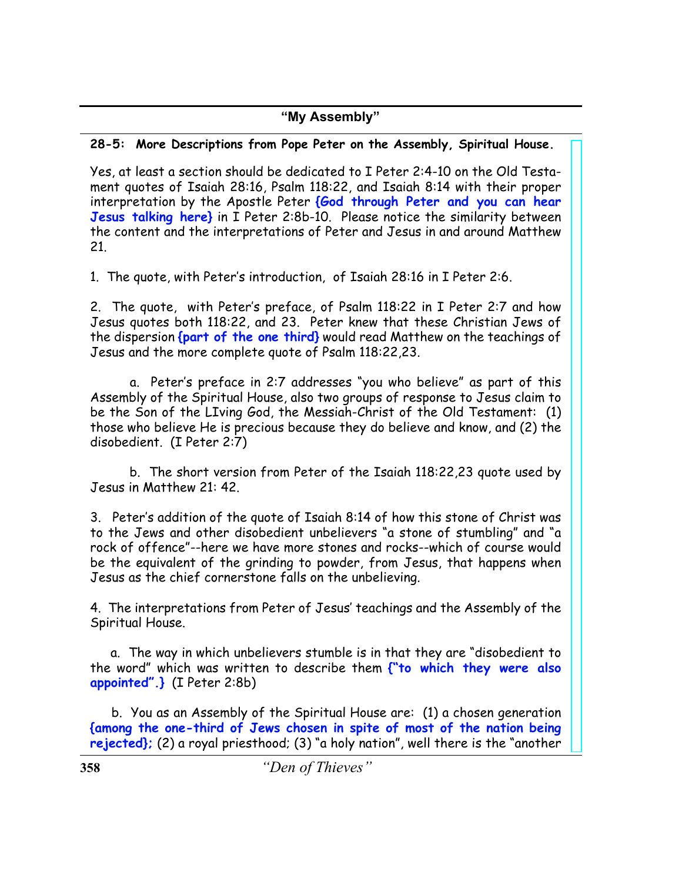**28-5: More Descriptions from Pope Peter on the Assembly, Spiritual House.**

Yes, at least a section should be dedicated to I Peter 2:4-10 on the Old Testament quotes of Isaiah 28:16, Psalm 118:22, and Isaiah 8:14 with their proper interpretation by the Apostle Peter **{God through Peter and you can hear Jesus talking here}** in I Peter 2:8b-10. Please notice the similarity between the content and the interpretations of Peter and Jesus in and around Matthew 21.

1. The quote, with Peter's introduction, of Isaiah 28:16 in I Peter 2:6.

2. The quote, with Peter's preface, of Psalm 118:22 in I Peter 2:7 and how Jesus quotes both 118:22, and 23. Peter knew that these Christian Jews of the dispersion **{part of the one third}** would read Matthew on the teachings of Jesus and the more complete quote of Psalm 118:22,23.

 a. Peter's preface in 2:7 addresses "you who believe" as part of this Assembly of the Spiritual House, also two groups of response to Jesus claim to be the Son of the LIving God, the Messiah-Christ of the Old Testament: (1) those who believe He is precious because they do believe and know, and (2) the disobedient. (I Peter 2:7)

 b. The short version from Peter of the Isaiah 118:22,23 quote used by Jesus in Matthew 21: 42.

3. Peter's addition of the quote of Isaiah 8:14 of how this stone of Christ was to the Jews and other disobedient unbelievers "a stone of stumbling" and "a rock of offence"--here we have more stones and rocks--which of course would be the equivalent of the grinding to powder, from Jesus, that happens when Jesus as the chief cornerstone falls on the unbelieving.

4. The interpretations from Peter of Jesus' teachings and the Assembly of the Spiritual House.

 a. The way in which unbelievers stumble is in that they are "disobedient to the word" which was written to describe them **{"to which they were also appointed".}** (I Peter 2:8b)

 b. You as an Assembly of the Spiritual House are: (1) a chosen generation **{among the one-third of Jews chosen in spite of most of the nation being rejected};** (2) a royal priesthood; (3) "a holy nation", well there is the "another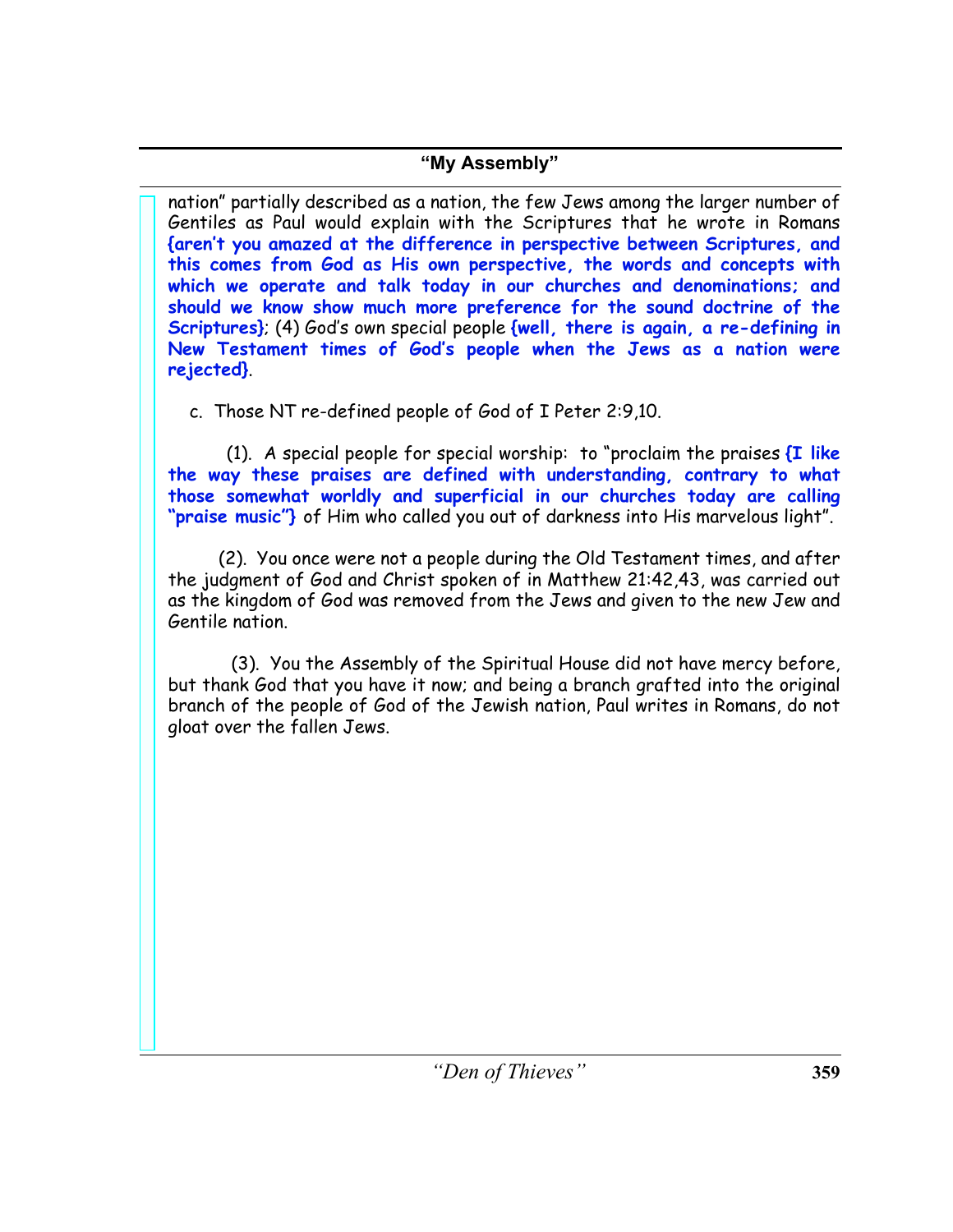nation" partially described as a nation, the few Jews among the larger number of Gentiles as Paul would explain with the Scriptures that he wrote in Romans **{aren't you amazed at the difference in perspective between Scriptures, and this comes from God as His own perspective, the words and concepts with which we operate and talk today in our churches and denominations; and should we know show much more preference for the sound doctrine of the Scriptures}**; (4) God's own special people **{well, there is again, a re-defining in New Testament times of God's people when the Jews as a nation were rejected}**.

c. Those NT re-defined people of God of I Peter 2:9,10.

(1). A special people for special worship: to "proclaim the praises **{I like the way these praises are defined with understanding, contrary to what those somewhat worldly and superficial in our churches today are calling "praise music"}** of Him who called you out of darkness into His marvelous light".

(2). You once were not a people during the Old Testament times, and after the judgment of God and Christ spoken of in Matthew 21:42,43, was carried out as the kingdom of God was removed from the Jews and given to the new Jew and Gentile nation.

(3). You the Assembly of the Spiritual House did not have mercy before, but thank God that you have it now; and being a branch grafted into the original branch of the people of God of the Jewish nation, Paul writes in Romans, do not gloat over the fallen Jews.